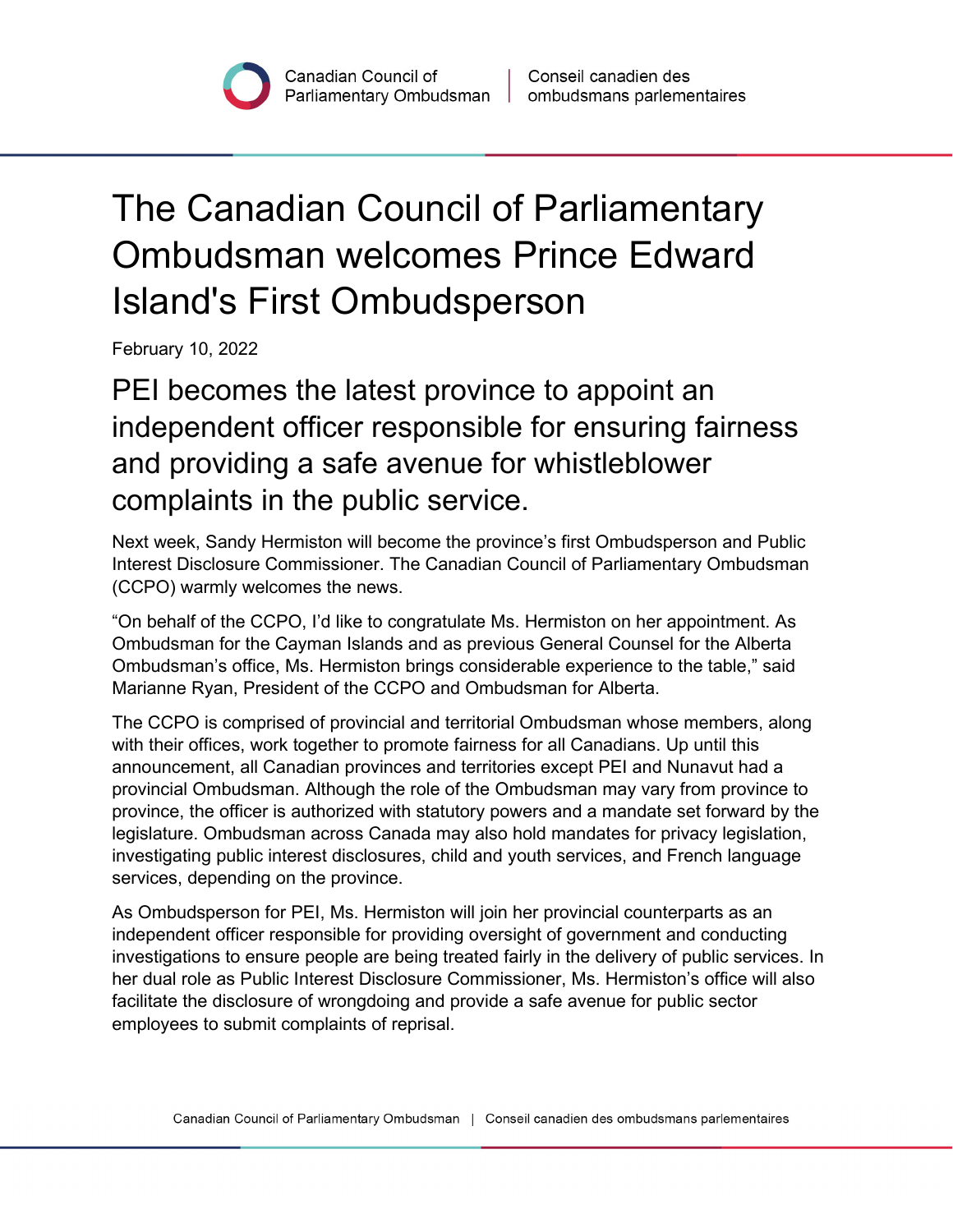Canadian Council of Parliamentary Ombudsman | Conseil canadien des ombudsmans parlementaires

# The Canadian Council of Parliamentary Ombudsman welcomes Prince Edward Island's First Ombudsperson

February 10, 2022

## PEI becomes the latest province to appoint an independent officer responsible for ensuring fairness and providing a safe avenue for whistleblower complaints in the public service.

Next week, Sandy Hermiston will become the province's first Ombudsperson and Public Interest Disclosure Commissioner. The Canadian Council of Parliamentary Ombudsman (CCPO) warmly welcomes the news.

"On behalf of the CCPO, I'd like to congratulate Ms. Hermiston on her appointment. As Ombudsman for the Cayman Islands and as previous General Counsel for the Alberta Ombudsman's office, Ms. Hermiston brings considerable experience to the table," said Marianne Ryan, President of the CCPO and Ombudsman for Alberta.

The CCPO is comprised of provincial and territorial Ombudsman whose members, along with their offices, work together to promote fairness for all Canadians. Up until this announcement, all Canadian provinces and territories except PEI and Nunavut had a provincial Ombudsman. Although the role of the Ombudsman may vary from province to province, the officer is authorized with statutory powers and a mandate set forward by the legislature. Ombudsman across Canada may also hold mandates for privacy legislation, investigating public interest disclosures, child and youth services, and French language services, depending on the province.

As Ombudsperson for PEI, Ms. Hermiston will join her provincial counterparts as an independent officer responsible for providing oversight of government and conducting investigations to ensure people are being treated fairly in the delivery of public services. In her dual role as Public Interest Disclosure Commissioner, Ms. Hermiston's office will also facilitate the disclosure of wrongdoing and provide a safe avenue for public sector employees to submit complaints of reprisal.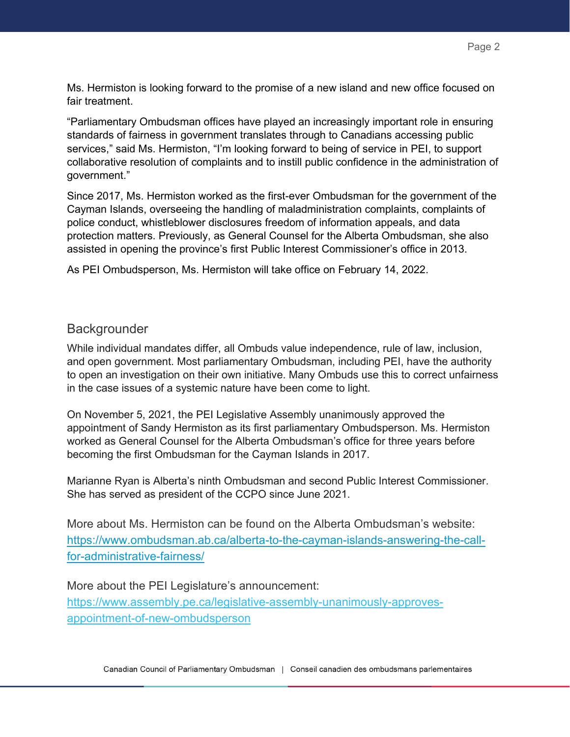Ms. Hermiston is looking forward to the promise of a new island and new office focused on fair treatment.

“Parliamentary Ombudsman offices have played an increasingly important role in ensuring standards of fairness in government translates through to Canadians accessing public services,” said Ms. Hermiston, “I’m looking forward to being of service in PEI, to support collaborative resolution of complaints and to instill public confidence in the administration of government.”

Since 2017, Ms. Hermiston worked as the first-ever Ombudsman for the government of the Cayman Islands, overseeing the handling of maladministration complaints, complaints of police conduct, whistleblower disclosures freedom of information appeals, and data protection matters. Previously, as General Counsel for the Alberta Ombudsman, she also assisted in opening the province’s first Public Interest Commissioner’s office in 2013.

As PEI Ombudsperson, Ms. Hermiston will take office on February 14, 2022.

## Backgrounder

While individual mandates differ, all Ombuds value independence, rule of law, inclusion, and open government. Most parliamentary Ombudsman, including PEI, have the authority to open an investigation on their own initiative. Many Ombuds use this to correct unfairness in the case issues of a systemic nature have been come to light.

On November 5, 2021, the PEI Legislative Assembly unanimously approved the appointment of Sandy Hermiston as its first parliamentary Ombudsperson. Ms. Hermiston worked as General Counsel for the Alberta Ombudsman’s office for three years before becoming the first Ombudsman for the Cayman Islands in 2017.

Marianne Ryan is Alberta’s ninth Ombudsman and second Public Interest Commissioner. She has served as president of the CCPO since June 2021.

More about Ms. Hermiston can be found on the Alberta Ombudsman’s website: [https://www.ombudsman.ab.ca/alberta-to-the-cayman-islands-answering-the-call-for-administrative-fairness/](https://www.ombudsman.ab.ca/alberta-to-the-cayman-islands-answering-the-call-for-administrative-fairness/)

More about the PEI Legislature’s announcement: [https://www.assembly.pe.ca/legislative-assembly-unanimously-approves-appointment-of-new-ombudsperson](https://www.assembly.pe.ca/legislative-assembly-unanimously-approves-appointment-of-new-ombudsperson)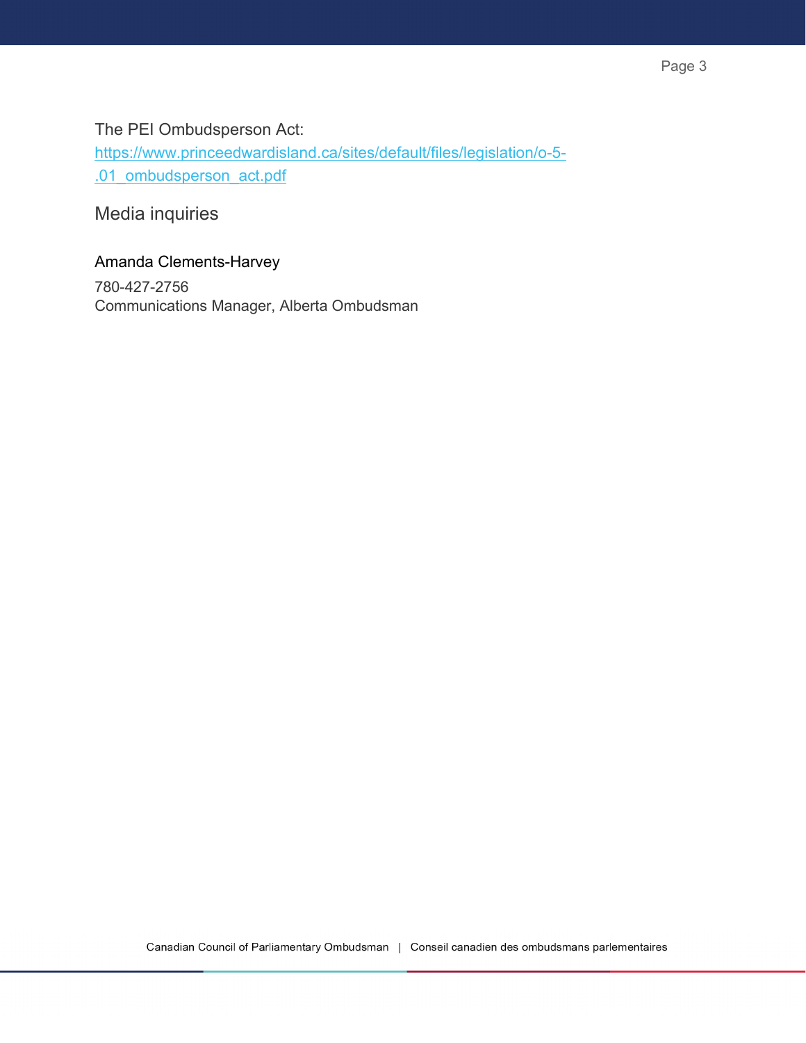The PEI Ombudsperson Act:
[https://www.princeedwardisland.ca/sites/default/files/legislation/o-5-.01_ombudsperson_act.pdf](https://www.princeedwardisland.ca/sites/default/files/legislation/o-5-.01_ombudsperson_act.pdf)

## Media inquiries

### Amanda Clements-Harvey

780-427-2756
Communications Manager, Alberta Ombudsman